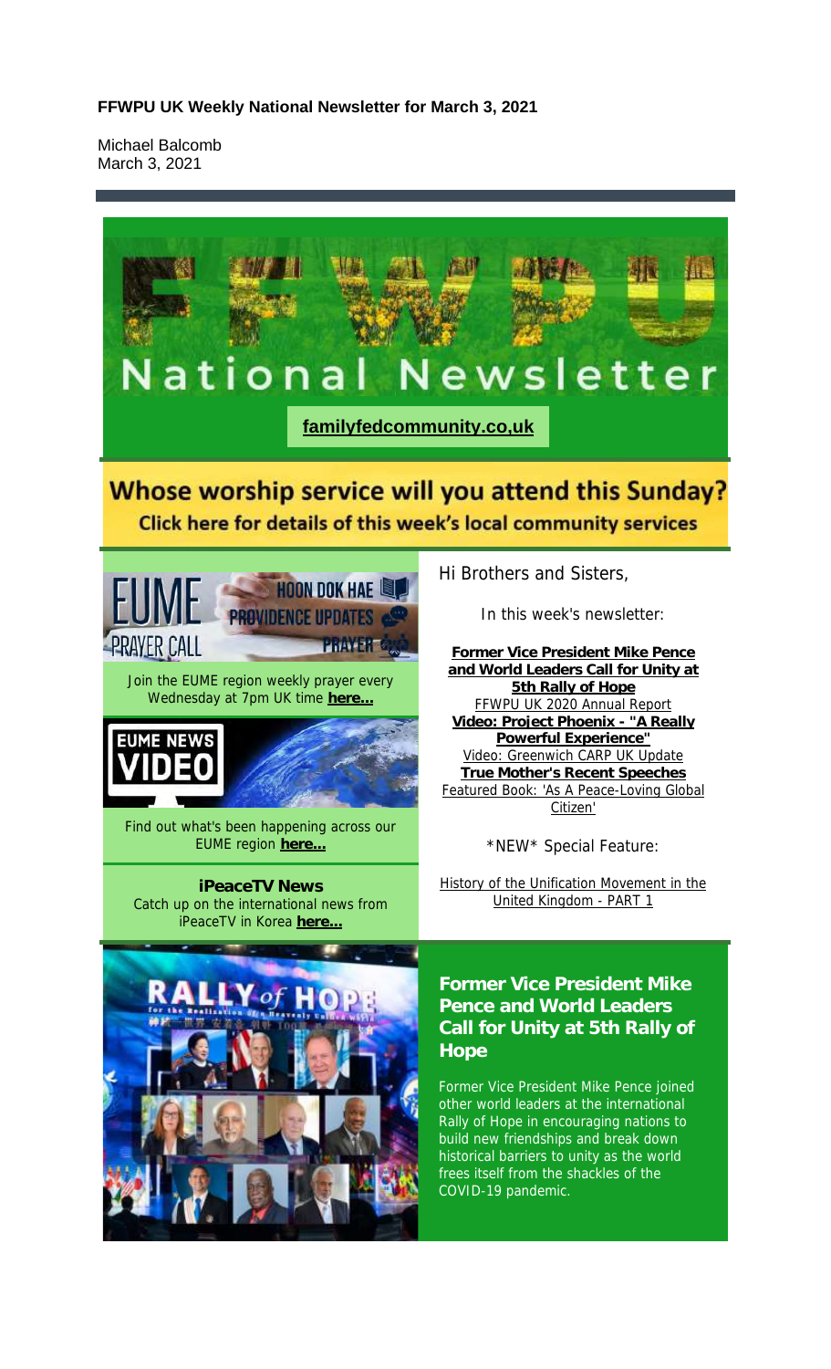**FFWPU UK Weekly National Newsletter for March 3, 2021**

Michael Balcomb
March 3, 2021

# National Newsletter

**familyfedcommunity.co,uk**

## Whose worship service will you attend this Sunday?

Click here for details of this week's local community services

EUME PRAYER CALL — HOON DOK HAE — PROVIDENCE UPDATES — PRAYER

Join the EUME region weekly prayer every Wednesday at 7pm UK time **here...**

EUME NEWS VIDEO

Find out what's been happening across our EUME region **here...**

**iPeaceTV News**
Catch up on the international news from iPeaceTV in Korea **here...**

Hi Brothers and Sisters,

In this week's newsletter:

**Former Vice President Mike Pence and World Leaders Call for Unity at 5th Rally of Hope**
FFWPU UK 2020 Annual Report
**Video: Project Phoenix - "A Really Powerful Experience"**
Video: Greenwich CARP UK Update
**True Mother's Recent Speeches**
Featured Book: 'As A Peace-Loving Global Citizen'

*NEW* Special Feature:

History of the Unification Movement in the United Kingdom - PART 1

RALLY of HOPE

## Former Vice President Mike Pence and World Leaders Call for Unity at 5th Rally of Hope

Former Vice President Mike Pence joined other world leaders at the international Rally of Hope in encouraging nations to build new friendships and break down historical barriers to unity as the world frees itself from the shackles of the COVID-19 pandemic.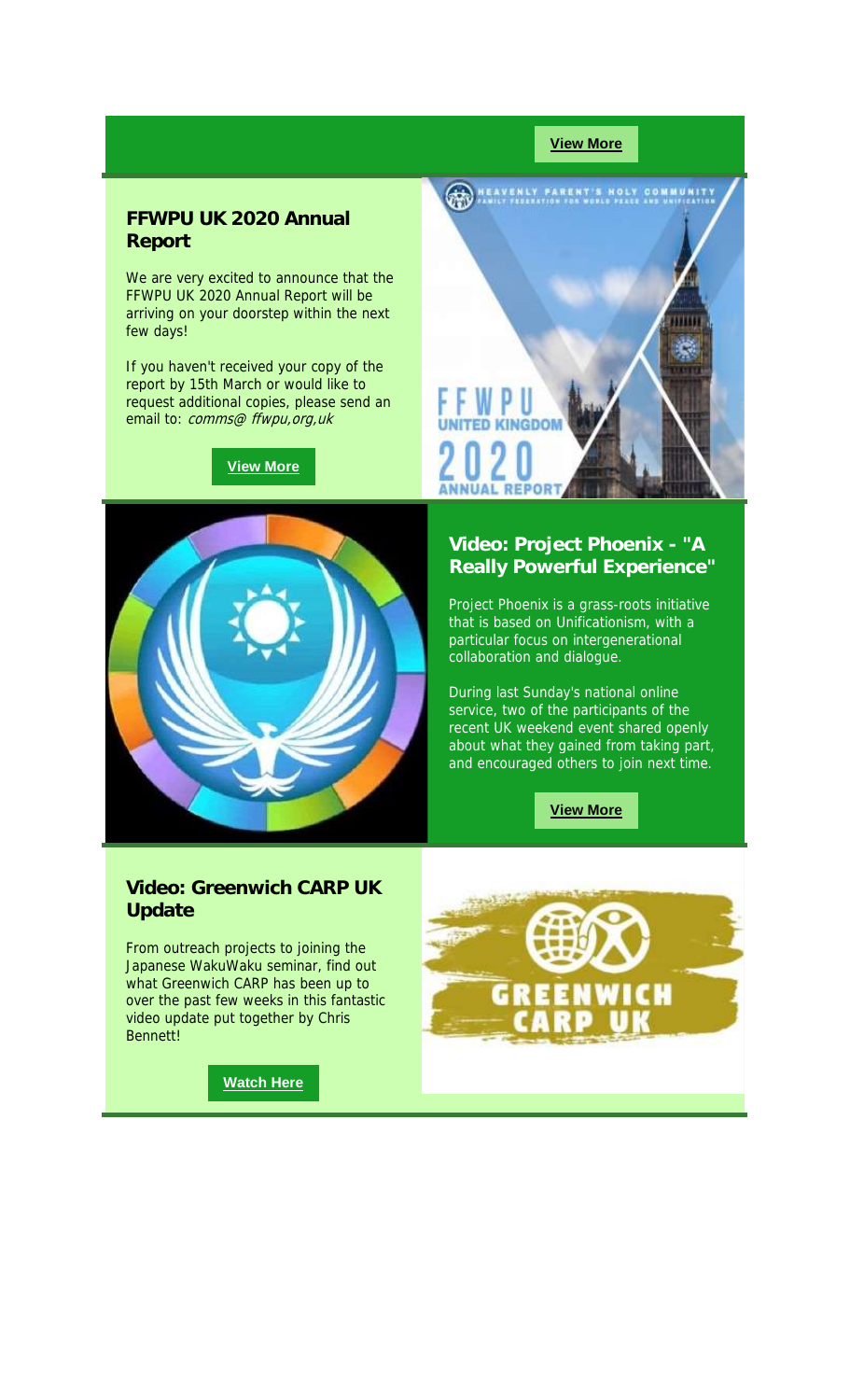View More

## FFWPU UK 2020 Annual Report

We are very excited to announce that the FFWPU UK 2020 Annual Report will be arriving on your doorstep within the next few days!

If you haven't received your copy of the report by 15th March or would like to request additional copies, please send an email to: *comms@ ffwpu,org,uk*

View More

## Video: Project Phoenix - "A Really Powerful Experience"

Project Phoenix is a grass-roots initiative that is based on Unificationism, with a particular focus on intergenerational collaboration and dialogue.

During last Sunday's national online service, two of the participants of the recent UK weekend event shared openly about what they gained from taking part, and encouraged others to join next time.

View More

## Video: Greenwich CARP UK Update

From outreach projects to joining the Japanese WakuWaku seminar, find out what Greenwich CARP has been up to over the past few weeks in this fantastic video update put together by Chris Bennett!

Watch Here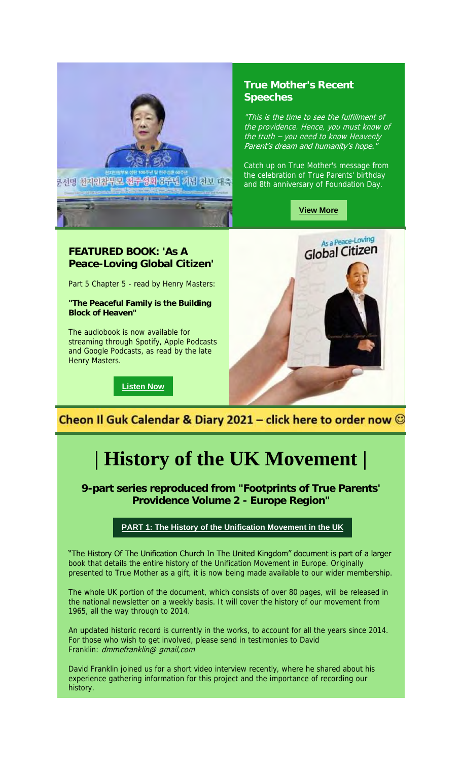### True Mother's Recent Speeches

*"This is the time to see the fulfillment of the providence. Hence, you must know of the truth – you need to know Heavenly Parent's dream and humanity's hope."*

Catch up on True Mother's message from the celebration of True Parents' birthday and 8th anniversary of Foundation Day.

**View More**

### FEATURED BOOK: 'As A Peace-Loving Global Citizen'

Part 5 Chapter 5 - read by Henry Masters:

**"The Peaceful Family is the Building Block of Heaven"**

The audiobook is now available for streaming through Spotify, Apple Podcasts and Google Podcasts, as read by the late Henry Masters.

**Listen Now**

**Cheon Il Guk Calendar & Diary 2021 – click here to order now ☺**

# | History of the UK Movement |

### 9-part series reproduced from "Footprints of True Parents' Providence Volume 2 - Europe Region"

**PART 1: The History of the Unification Movement in the UK**

"The History Of The Unification Church In The United Kingdom" document is part of a larger book that details the entire history of the Unification Movement in Europe. Originally presented to True Mother as a gift, it is now being made available to our wider membership.

The whole UK portion of the document, which consists of over 80 pages, will be released in the national newsletter on a weekly basis. It will cover the history of our movement from 1965, all the way through to 2014.

An updated historic record is currently in the works, to account for all the years since 2014. For those who wish to get involved, please send in testimonies to David Franklin: *dmmefranklin@ gmail,com*

David Franklin joined us for a short video interview recently, where he shared about his experience gathering information for this project and the importance of recording our history.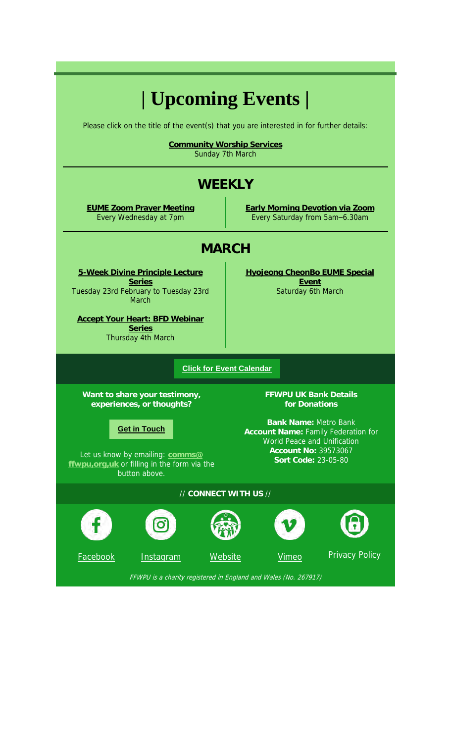# | Upcoming Events |

Please click on the title of the event(s) that you are interested in for further details:

**Community Worship Services**
Sunday 7th March

## WEEKLY

**EUME Zoom Prayer Meeting**
Every Wednesday at 7pm

**Early Morning Devotion via Zoom**
Every Saturday from 5am–6.30am

## MARCH

**5-Week Divine Principle Lecture Series**
Tuesday 23rd February to Tuesday 23rd March

**Accept Your Heart: BFD Webinar Series**
Thursday 4th March

**Hyojeong CheonBo EUME Special Event**
Saturday 6th March

**Click for Event Calendar**

**Want to share your testimony, experiences, or thoughts?**

**Get in Touch**

Let us know by emailing: **comms@ ffwpu,org,uk** or filling in the form via the button above.

**FFWPU UK Bank Details for Donations**

**Bank Name:** Metro Bank
**Account Name:** Family Federation for World Peace and Unification
**Account No:** 39573067
**Sort Code:** 23-05-80

// **CONNECT WITH US** //

Facebook | Instagram | Website | Vimeo | Privacy Policy

*FFWPU is a charity registered in England and Wales (No. 267917)*